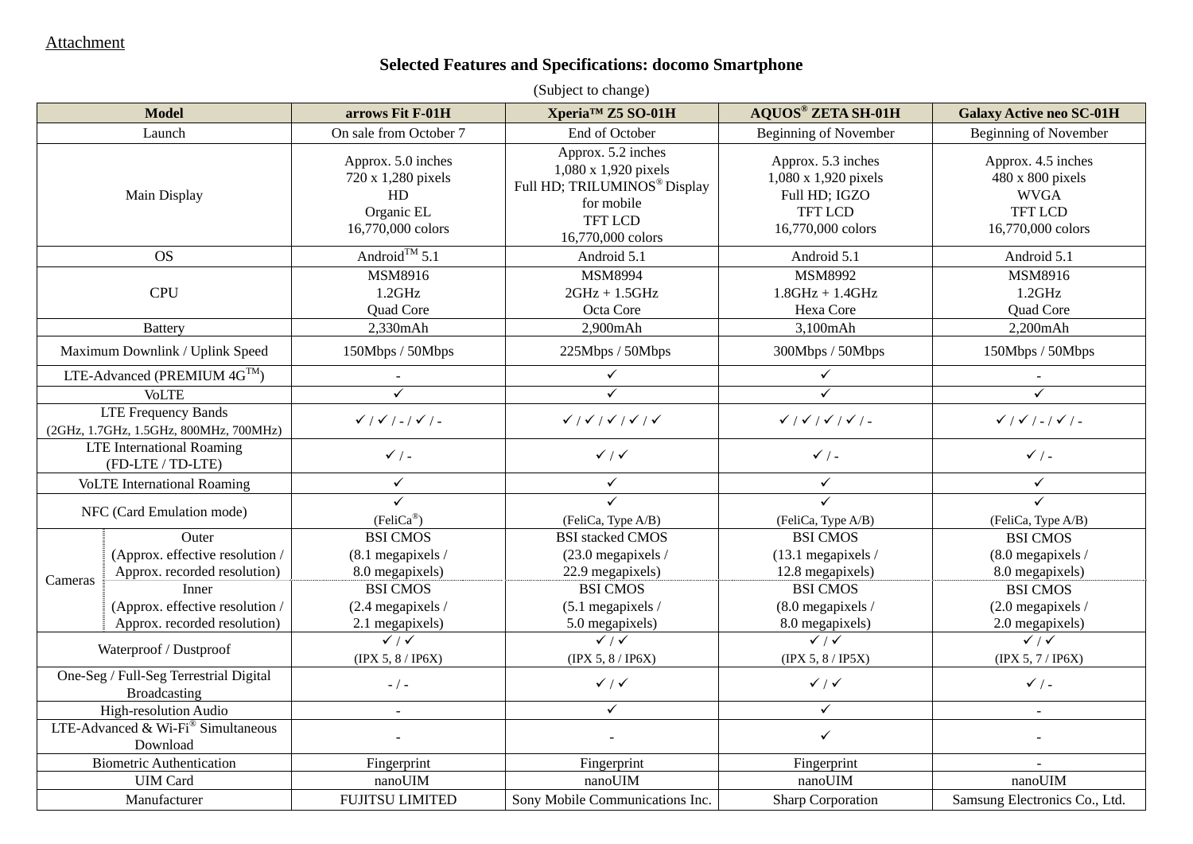Attachment

## Selected Features and Specifications: docomo Smartphone

(Subject to change)

| Model | | arrows Fit F-01H | Xperia™ Z5 SO-01H | AQUOS® ZETA SH-01H | Galaxy Active neo SC-01H |
|---|---|---|---|---|---|
| Launch | | On sale from October 7 | End of October | Beginning of November | Beginning of November |
| Main Display | | Approx. 5.0 inches<br>720 x 1,280 pixels<br>HD<br>Organic EL<br>16,770,000 colors | Approx. 5.2 inches<br>1,080 x 1,920 pixels<br>Full HD; TRILUMINOS® Display for mobile<br>TFT LCD<br>16,770,000 colors | Approx. 5.3 inches<br>1,080 x 1,920 pixels<br>Full HD; IGZO<br>TFT LCD<br>16,770,000 colors | Approx. 4.5 inches<br>480 x 800 pixels<br>WVGA<br>TFT LCD<br>16,770,000 colors |
| OS | | Android™ 5.1 | Android 5.1 | Android 5.1 | Android 5.1 |
| CPU | | MSM8916<br>1.2GHz<br>Quad Core | MSM8994<br>2GHz + 1.5GHz<br>Octa Core | MSM8992<br>1.8GHz + 1.4GHz<br>Hexa Core | MSM8916<br>1.2GHz<br>Quad Core |
| Battery | | 2,330mAh | 2,900mAh | 3,100mAh | 2,200mAh |
| Maximum Downlink / Uplink Speed | | 150Mbps / 50Mbps | 225Mbps / 50Mbps | 300Mbps / 50Mbps | 150Mbps / 50Mbps |
| LTE-Advanced (PREMIUM 4G™) | | - | ✓ | ✓ | - |
| VoLTE | | ✓ | ✓ | ✓ | ✓ |
| LTE Frequency Bands<br>(2GHz, 1.7GHz, 1.5GHz, 800MHz, 700MHz) | | ✓ / ✓ / - / ✓ / - | ✓ / ✓ / ✓ / ✓ / ✓ | ✓ / ✓ / ✓ / ✓ / - | ✓ / ✓ / - / ✓ / - |
| LTE International Roaming<br>(FD-LTE / TD-LTE) | | ✓ / - | ✓ / ✓ | ✓ / - | ✓ / - |
| VoLTE International Roaming | | ✓ | ✓ | ✓ | ✓ |
| NFC (Card Emulation mode) | | ✓<br>(FeliCa®) | ✓<br>(FeliCa, Type A/B) | ✓<br>(FeliCa, Type A/B) | ✓<br>(FeliCa, Type A/B) |
| Cameras | Outer<br>(Approx. effective resolution / Approx. recorded resolution) | BSI CMOS<br>(8.1 megapixels / 8.0 megapixels) | BSI stacked CMOS<br>(23.0 megapixels / 22.9 megapixels) | BSI CMOS<br>(13.1 megapixels / 12.8 megapixels) | BSI CMOS<br>(8.0 megapixels / 8.0 megapixels) |
| | Inner<br>(Approx. effective resolution / Approx. recorded resolution) | BSI CMOS<br>(2.4 megapixels / 2.1 megapixels) | BSI CMOS<br>(5.1 megapixels / 5.0 megapixels) | BSI CMOS<br>(8.0 megapixels / 8.0 megapixels) | BSI CMOS<br>(2.0 megapixels / 2.0 megapixels) |
| Waterproof / Dustproof | | ✓ / ✓<br>(IPX 5, 8 / IP6X) | ✓ / ✓<br>(IPX 5, 8 / IP6X) | ✓ / ✓<br>(IPX 5, 8 / IP5X) | ✓ / ✓<br>(IPX 5, 7 / IP6X) |
| One-Seg / Full-Seg Terrestrial Digital Broadcasting | | - / - | ✓ / ✓ | ✓ / ✓ | ✓ / - |
| High-resolution Audio | | - | ✓ | ✓ | - |
| LTE-Advanced & Wi-Fi® Simultaneous Download | | - | - | ✓ | - |
| Biometric Authentication | | Fingerprint | Fingerprint | Fingerprint | - |
| UIM Card | | nanoUIM | nanoUIM | nanoUIM | nanoUIM |
| Manufacturer | | FUJITSU LIMITED | Sony Mobile Communications Inc. | Sharp Corporation | Samsung Electronics Co., Ltd. |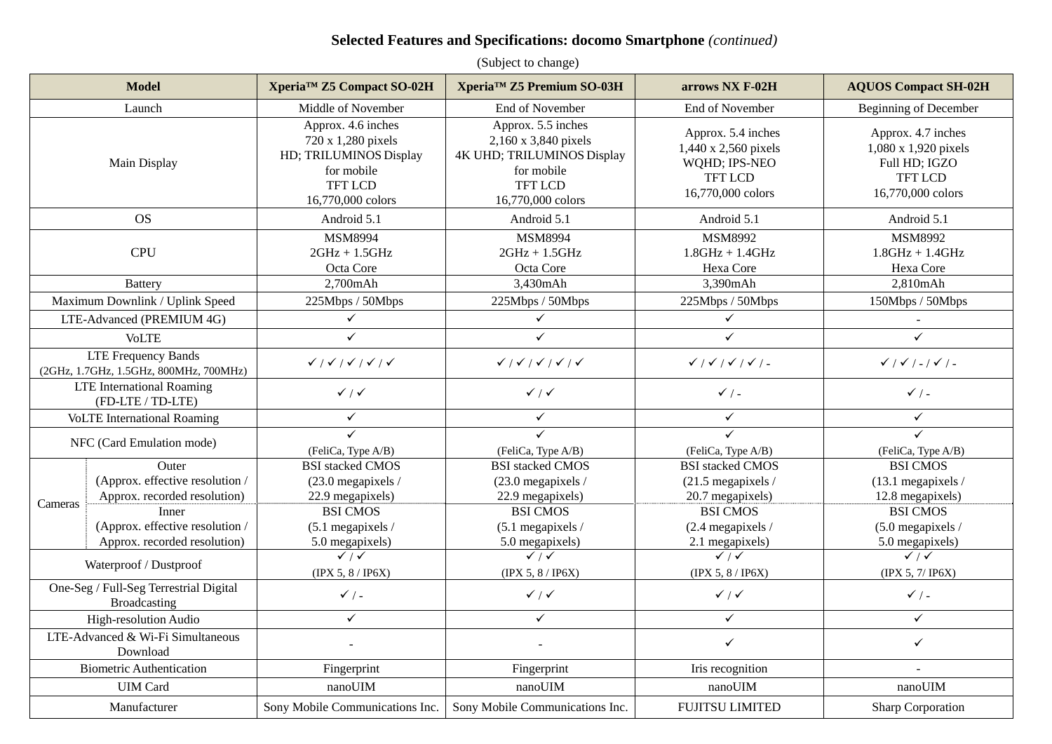**Selected Features and Specifications: docomo Smartphone** *(continued)*

(Subject to change)

| Model | | Xperia™ Z5 Compact SO-02H | Xperia™ Z5 Premium SO-03H | arrows NX F-02H | AQUOS Compact SH-02H |
|---|---|---|---|---|---|
| Launch | | Middle of November | End of November | End of November | Beginning of December |
| Main Display | | Approx. 4.6 inches<br>720 x 1,280 pixels<br>HD; TRILUMINOS Display for mobile<br>TFT LCD<br>16,770,000 colors | Approx. 5.5 inches<br>2,160 x 3,840 pixels<br>4K UHD; TRILUMINOS Display for mobile<br>TFT LCD<br>16,770,000 colors | Approx. 5.4 inches<br>1,440 x 2,560 pixels<br>WQHD; IPS-NEO<br>TFT LCD<br>16,770,000 colors | Approx. 4.7 inches<br>1,080 x 1,920 pixels<br>Full HD; IGZO<br>TFT LCD<br>16,770,000 colors |
| OS | | Android 5.1 | Android 5.1 | Android 5.1 | Android 5.1 |
| CPU | | MSM8994<br>2GHz + 1.5GHz<br>Octa Core | MSM8994<br>2GHz + 1.5GHz<br>Octa Core | MSM8992<br>1.8GHz + 1.4GHz<br>Hexa Core | MSM8992<br>1.8GHz + 1.4GHz<br>Hexa Core |
| Battery | | 2,700mAh | 3,430mAh | 3,390mAh | 2,810mAh |
| Maximum Downlink / Uplink Speed | | 225Mbps / 50Mbps | 225Mbps / 50Mbps | 225Mbps / 50Mbps | 150Mbps / 50Mbps |
| LTE-Advanced (PREMIUM 4G) | | ✓ | ✓ | ✓ | - |
| VoLTE | | ✓ | ✓ | ✓ | ✓ |
| LTE Frequency Bands<br>(2GHz, 1.7GHz, 1.5GHz, 800MHz, 700MHz) | | ✓ / ✓ / ✓ / ✓ / ✓ | ✓ / ✓ / ✓ / ✓ / ✓ | ✓ / ✓ / ✓ / ✓ / - | ✓ / ✓ / - / ✓ / - |
| LTE International Roaming<br>(FD-LTE / TD-LTE) | | ✓ / ✓ | ✓ / ✓ | ✓ / - | ✓ / - |
| VoLTE International Roaming | | ✓ | ✓ | ✓ | ✓ |
| NFC (Card Emulation mode) | | ✓<br>(FeliCa, Type A/B) | ✓<br>(FeliCa, Type A/B) | ✓<br>(FeliCa, Type A/B) | ✓<br>(FeliCa, Type A/B) |
| Cameras | Outer<br>(Approx. effective resolution / Approx. recorded resolution) | BSI stacked CMOS<br>(23.0 megapixels / 22.9 megapixels) | BSI stacked CMOS<br>(23.0 megapixels / 22.9 megapixels) | BSI stacked CMOS<br>(21.5 megapixels / 20.7 megapixels) | BSI CMOS<br>(13.1 megapixels / 12.8 megapixels) |
| | Inner<br>(Approx. effective resolution / Approx. recorded resolution) | BSI CMOS<br>(5.1 megapixels / 5.0 megapixels) | BSI CMOS<br>(5.1 megapixels / 5.0 megapixels) | BSI CMOS<br>(2.4 megapixels / 2.1 megapixels) | BSI CMOS<br>(5.0 megapixels / 5.0 megapixels) |
| Waterproof / Dustproof | | ✓ / ✓<br>(IPX 5, 8 / IP6X) | ✓ / ✓<br>(IPX 5, 8 / IP6X) | ✓ / ✓<br>(IPX 5, 8 / IP6X) | ✓ / ✓<br>(IPX 5, 7/ IP6X) |
| One-Seg / Full-Seg Terrestrial Digital Broadcasting | | ✓ / - | ✓ / ✓ | ✓ / ✓ | ✓ / - |
| High-resolution Audio | | ✓ | ✓ | ✓ | ✓ |
| LTE-Advanced & Wi-Fi Simultaneous Download | | - | - | ✓ | ✓ |
| Biometric Authentication | | Fingerprint | Fingerprint | Iris recognition | - |
| UIM Card | | nanoUIM | nanoUIM | nanoUIM | nanoUIM |
| Manufacturer | | Sony Mobile Communications Inc. | Sony Mobile Communications Inc. | FUJITSU LIMITED | Sharp Corporation |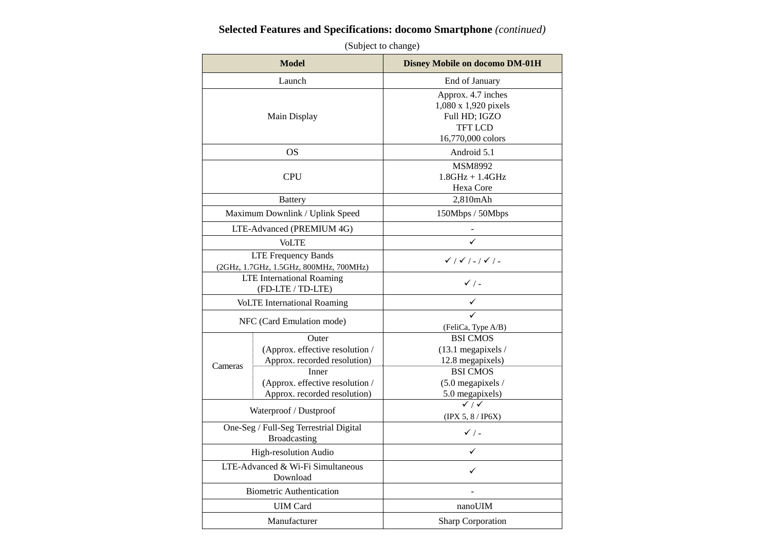**Selected Features and Specifications: docomo Smartphone** *(continued)*

(Subject to change)

| Model | | Disney Mobile on docomo DM-01H |
|---|---|---|
| Launch | | End of January |
| Main Display | | Approx. 4.7 inches<br>1,080 x 1,920 pixels<br>Full HD; IGZO<br>TFT LCD<br>16,770,000 colors |
| OS | | Android 5.1 |
| CPU | | MSM8992<br>1.8GHz + 1.4GHz<br>Hexa Core |
| Battery | | 2,810mAh |
| Maximum Downlink / Uplink Speed | | 150Mbps / 50Mbps |
| LTE-Advanced (PREMIUM 4G) | | - |
| VoLTE | | ✓ |
| LTE Frequency Bands<br>(2GHz, 1.7GHz, 1.5GHz, 800MHz, 700MHz) | | ✓ / ✓ / - / ✓ / - |
| LTE International Roaming<br>(FD-LTE / TD-LTE) | | ✓ / - |
| VoLTE International Roaming | | ✓ |
| NFC (Card Emulation mode) | | ✓<br>(FeliCa, Type A/B) |
| Cameras | Outer<br>(Approx. effective resolution / Approx. recorded resolution) | BSI CMOS<br>(13.1 megapixels / 12.8 megapixels) |
| | Inner<br>(Approx. effective resolution / Approx. recorded resolution) | BSI CMOS<br>(5.0 megapixels / 5.0 megapixels) |
| Waterproof / Dustproof | | ✓ / ✓<br>(IPX 5, 8 / IP6X) |
| One-Seg / Full-Seg Terrestrial Digital Broadcasting | | ✓ / - |
| High-resolution Audio | | ✓ |
| LTE-Advanced & Wi-Fi Simultaneous Download | | ✓ |
| Biometric Authentication | | - |
| UIM Card | | nanoUIM |
| Manufacturer | | Sharp Corporation |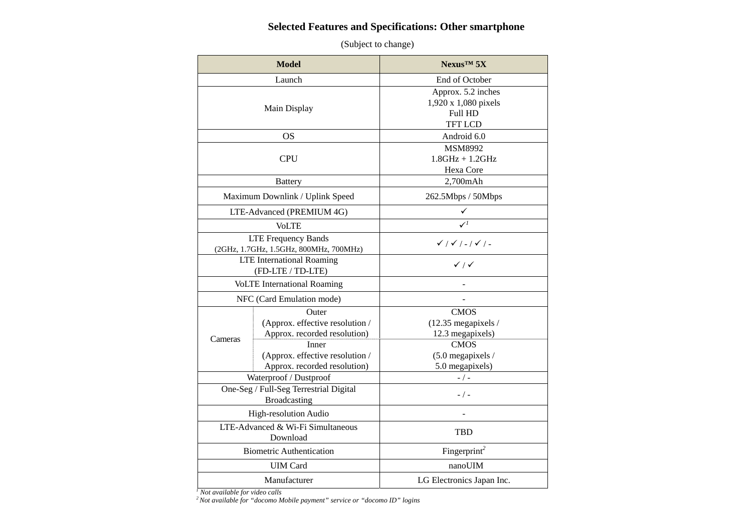## Selected Features and Specifications: Other smartphone

(Subject to change)

| Model | | Nexus™ 5X |
|---|---|---|
| Launch | | End of October |
| Main Display | | Approx. 5.2 inches<br>1,920 x 1,080 pixels<br>Full HD<br>TFT LCD |
| OS | | Android 6.0 |
| CPU | | MSM8992<br>1.8GHz + 1.2GHz<br>Hexa Core |
| Battery | | 2,700mAh |
| Maximum Downlink / Uplink Speed | | 262.5Mbps / 50Mbps |
| LTE-Advanced (PREMIUM 4G) | | ✓ |
| VoLTE | | ✓[1] |
| LTE Frequency Bands<br>(2GHz, 1.7GHz, 1.5GHz, 800MHz, 700MHz) | | ✓ / ✓ / - / ✓ / - |
| LTE International Roaming<br>(FD-LTE / TD-LTE) | | ✓ / ✓ |
| VoLTE International Roaming | | - |
| NFC (Card Emulation mode) | | - |
| Cameras | Outer<br>(Approx. effective resolution / Approx. recorded resolution) | CMOS<br>(12.35 megapixels / 12.3 megapixels) |
| | Inner<br>(Approx. effective resolution / Approx. recorded resolution) | CMOS<br>(5.0 megapixels / 5.0 megapixels) |
| Waterproof / Dustproof | | - / - |
| One-Seg / Full-Seg Terrestrial Digital Broadcasting | | - / - |
| High-resolution Audio | | - |
| LTE-Advanced & Wi-Fi Simultaneous Download | | TBD |
| Biometric Authentication | | Fingerprint[2] |
| UIM Card | | nanoUIM |
| Manufacturer | | LG Electronics Japan Inc. |

*[1] Not available for video calls*

*[2] Not available for "docomo Mobile payment" service or "docomo ID" logins*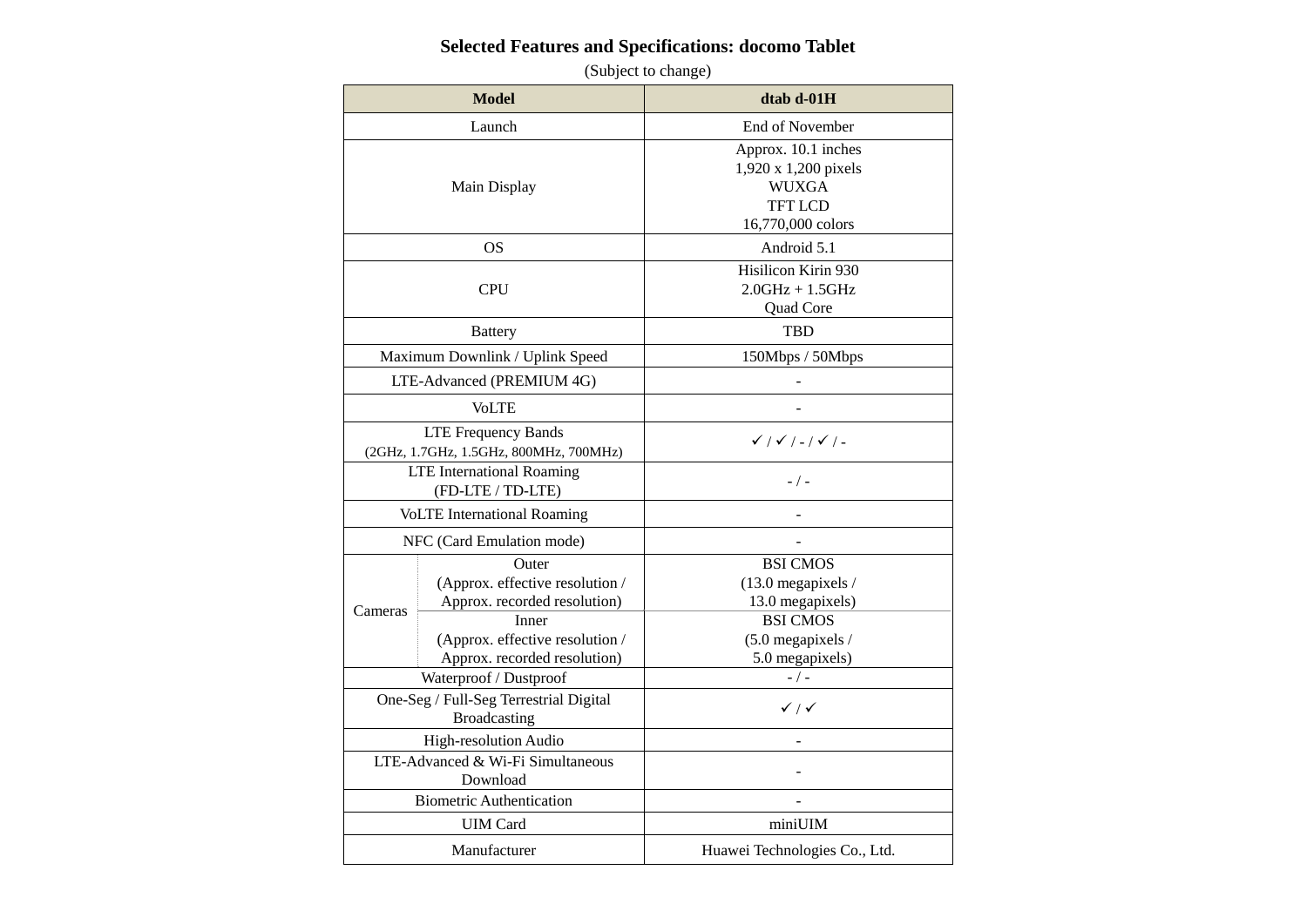**Selected Features and Specifications: docomo Tablet**

(Subject to change)

| Model | | dtab d-01H |
|---|---|---|
| Launch | | End of November |
| Main Display | | Approx. 10.1 inches<br>1,920 x 1,200 pixels<br>WUXGA<br>TFT LCD<br>16,770,000 colors |
| OS | | Android 5.1 |
| CPU | | Hisilicon Kirin 930<br>2.0GHz + 1.5GHz<br>Quad Core |
| Battery | | TBD |
| Maximum Downlink / Uplink Speed | | 150Mbps / 50Mbps |
| LTE-Advanced (PREMIUM 4G) | | - |
| VoLTE | | - |
| LTE Frequency Bands<br>(2GHz, 1.7GHz, 1.5GHz, 800MHz, 700MHz) | | ✓ / ✓ / - / ✓ / - |
| LTE International Roaming<br>(FD-LTE / TD-LTE) | | - / - |
| VoLTE International Roaming | | - |
| NFC (Card Emulation mode) | | - |
| Cameras | Outer<br>(Approx. effective resolution / Approx. recorded resolution) | BSI CMOS<br>(13.0 megapixels / 13.0 megapixels) |
| | Inner<br>(Approx. effective resolution / Approx. recorded resolution) | BSI CMOS<br>(5.0 megapixels / 5.0 megapixels) |
| Waterproof / Dustproof | | - / - |
| One-Seg / Full-Seg Terrestrial Digital Broadcasting | | ✓ / ✓ |
| High-resolution Audio | | - |
| LTE-Advanced & Wi-Fi Simultaneous Download | | - |
| Biometric Authentication | | - |
| UIM Card | | miniUIM |
| Manufacturer | | Huawei Technologies Co., Ltd. |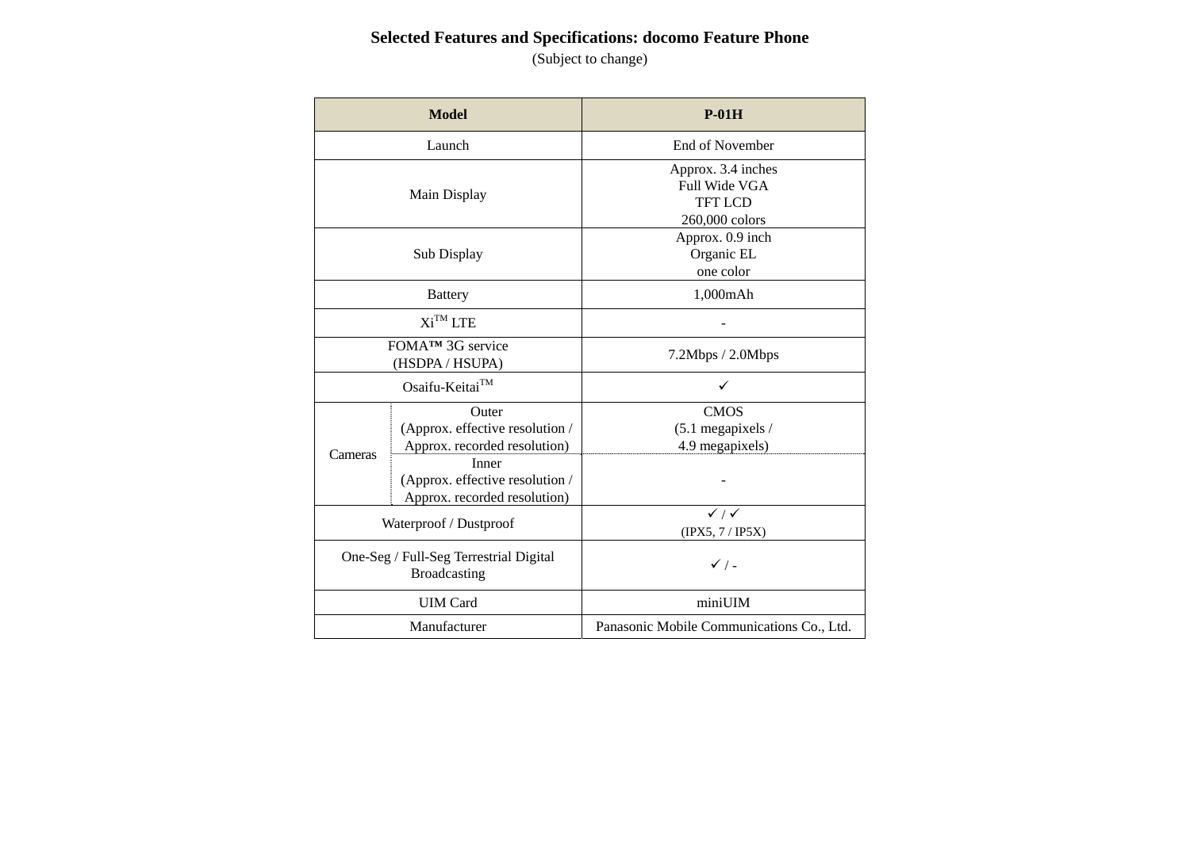**Selected Features and Specifications: docomo Feature Phone**

(Subject to change)

| Model | | P-01H |
|---|---|---|
| Launch | | End of November |
| Main Display | | Approx. 3.4 inches<br>Full Wide VGA<br>TFT LCD<br>260,000 colors |
| Sub Display | | Approx. 0.9 inch<br>Organic EL<br>one color |
| Battery | | 1,000mAh |
| Xi™ LTE | | - |
| FOMA™ 3G service (HSDPA / HSUPA) | | 7.2Mbps / 2.0Mbps |
| Osaifu-Keitai™ | | ✓ |
| Cameras | Outer (Approx. effective resolution / Approx. recorded resolution) | CMOS (5.1 megapixels / 4.9 megapixels) |
| | Inner (Approx. effective resolution / Approx. recorded resolution) | - |
| Waterproof / Dustproof | | ✓ / ✓ (IPX5, 7 / IP5X) |
| One-Seg / Full-Seg Terrestrial Digital Broadcasting | | ✓ / - |
| UIM Card | | miniUIM |
| Manufacturer | | Panasonic Mobile Communications Co., Ltd. |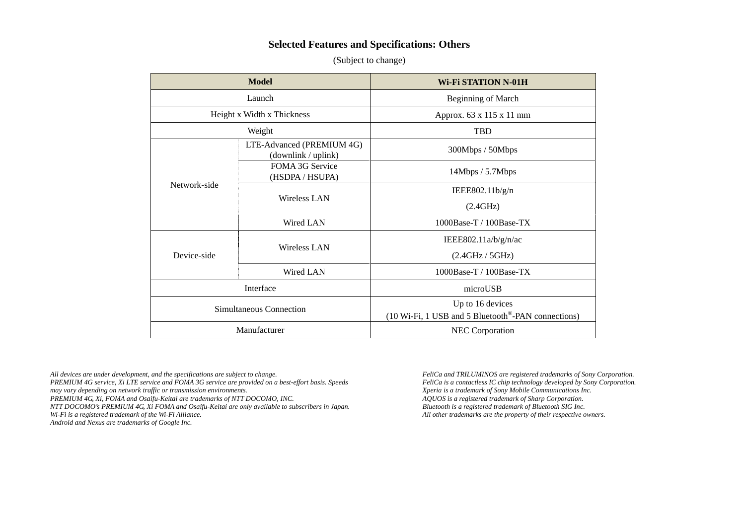## Selected Features and Specifications: Others

(Subject to change)

| Model | | Wi-Fi STATION N-01H |
|---|---|---|
| Launch | | Beginning of March |
| Height x Width x Thickness | | Approx. 63 x 115 x 11 mm |
| Weight | | TBD |
| Network-side | LTE-Advanced (PREMIUM 4G) (downlink / uplink) | 300Mbps / 50Mbps |
| | FOMA 3G Service (HSDPA / HSUPA) | 14Mbps / 5.7Mbps |
| | Wireless LAN | IEEE802.11b/g/n (2.4GHz) |
| | Wired LAN | 1000Base-T / 100Base-TX |
| Device-side | Wireless LAN | IEEE802.11a/b/g/n/ac (2.4GHz / 5GHz) |
| | Wired LAN | 1000Base-T / 100Base-TX |
| Interface | | microUSB |
| Simultaneous Connection | | Up to 16 devices (10 Wi-Fi, 1 USB and 5 Bluetooth®-PAN connections) |
| Manufacturer | | NEC Corporation |

*All devices are under development, and the specifications are subject to change.*
*PREMIUM 4G service, Xi LTE service and FOMA 3G service are provided on a best-effort basis. Speeds may vary depending on network traffic or transmission environments.*
*PREMIUM 4G, Xi, FOMA and Osaifu-Keitai are trademarks of NTT DOCOMO, INC.*
*NTT DOCOMO's PREMIUM 4G, Xi FOMA and Osaifu-Keitai are only available to subscribers in Japan.*
*Wi-Fi is a registered trademark of the Wi-Fi Alliance.*
*Android and Nexus are trademarks of Google Inc.*
*FeliCa and TRILUMINOS are registered trademarks of Sony Corporation.*
*FeliCa is a contactless IC chip technology developed by Sony Corporation.*
*Xperia is a trademark of Sony Mobile Communications Inc.*
*AQUOS is a registered trademark of Sharp Corporation.*
*Bluetooth is a registered trademark of Bluetooth SIG Inc.*
*All other trademarks are the property of their respective owners.*